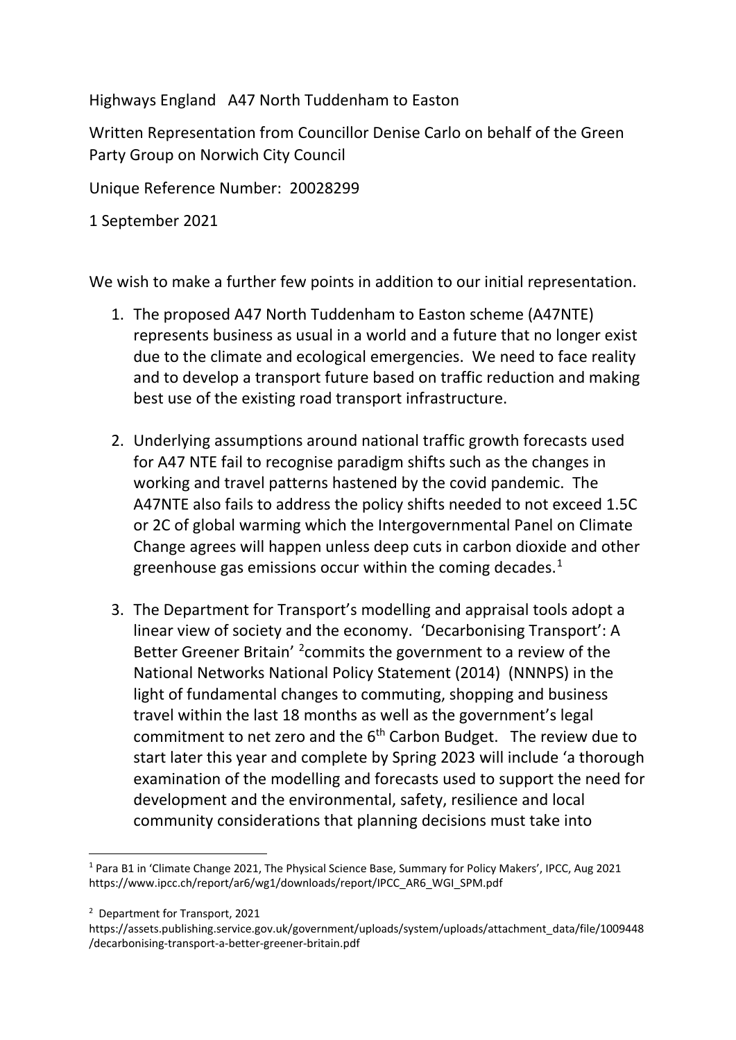Highways England A47 North Tuddenham to Easton

Written Representation from Councillor Denise Carlo on behalf of the Green Party Group on Norwich City Council

Unique Reference Number: 20028299

1 September 2021

We wish to make a further few points in addition to our initial representation.

1. The proposed A47 North Tuddenham to Easton scheme (A47NTE) represents business as usual in a world and a future that no longer exist due to the climate and ecological emergencies. We need to face reality and to develop a transport future based on traffic reduction and making best use of the existing road transport infrastructure.

2. Underlying assumptions around national traffic growth forecasts used for A47 NTE fail to recognise paradigm shifts such as the changes in working and travel patterns hastened by the covid pandemic. The A47NTE also fails to address the policy shifts needed to not exceed 1.5C or 2C of global warming which the Intergovernmental Panel on Climate Change agrees will happen unless deep cuts in carbon dioxide and other greenhouse gas emissions occur within the coming decades.[1]

3. The Department for Transport's modelling and appraisal tools adopt a linear view of society and the economy. 'Decarbonising Transport': A Better Greener Britain' [2]commits the government to a review of the National Networks National Policy Statement (2014) (NNNPS) in the light of fundamental changes to commuting, shopping and business travel within the last 18 months as well as the government's legal commitment to net zero and the 6th Carbon Budget. The review due to start later this year and complete by Spring 2023 will include 'a thorough examination of the modelling and forecasts used to support the need for development and the environmental, safety, resilience and local community considerations that planning decisions must take into

---

[1] Para B1 in 'Climate Change 2021, The Physical Science Base, Summary for Policy Makers', IPCC, Aug 2021 https://www.ipcc.ch/report/ar6/wg1/downloads/report/IPCC_AR6_WGI_SPM.pdf

[2] Department for Transport, 2021 https://assets.publishing.service.gov.uk/government/uploads/system/uploads/attachment_data/file/1009448/decarbonising-transport-a-better-greener-britain.pdf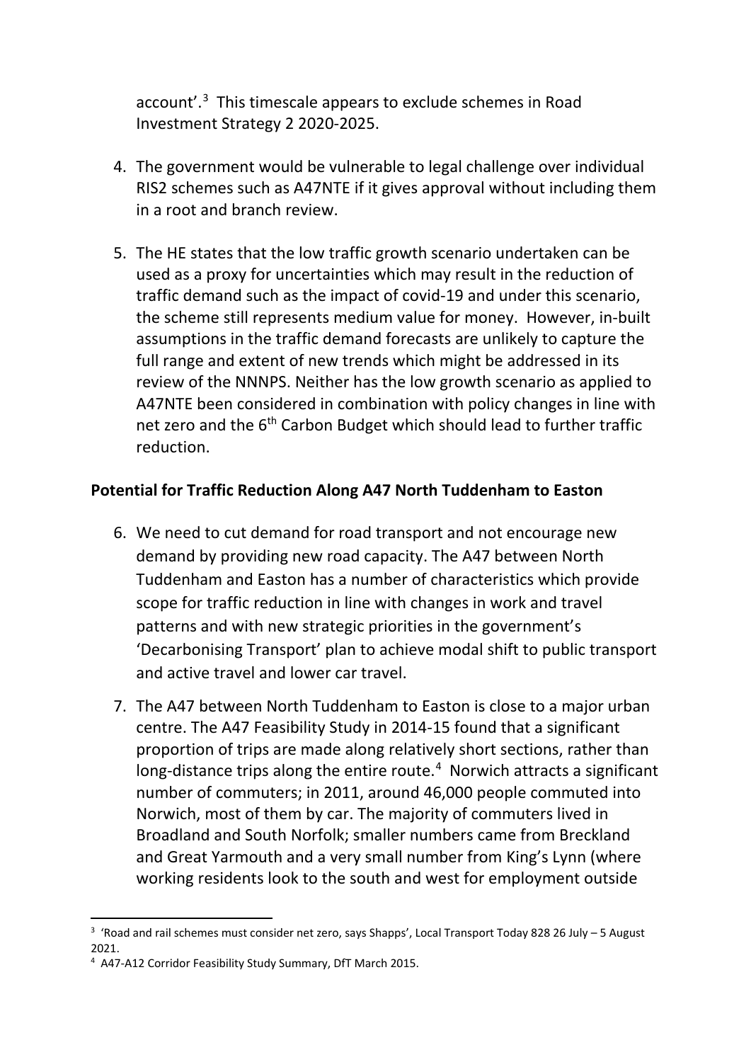account'.[3] This timescale appears to exclude schemes in Road Investment Strategy 2 2020-2025.

4. The government would be vulnerable to legal challenge over individual RIS2 schemes such as A47NTE if it gives approval without including them in a root and branch review.

5. The HE states that the low traffic growth scenario undertaken can be used as a proxy for uncertainties which may result in the reduction of traffic demand such as the impact of covid-19 and under this scenario, the scheme still represents medium value for money. However, in-built assumptions in the traffic demand forecasts are unlikely to capture the full range and extent of new trends which might be addressed in its review of the NNNPS. Neither has the low growth scenario as applied to A47NTE been considered in combination with policy changes in line with net zero and the 6th Carbon Budget which should lead to further traffic reduction.

**Potential for Traffic Reduction Along A47 North Tuddenham to Easton**

6. We need to cut demand for road transport and not encourage new demand by providing new road capacity. The A47 between North Tuddenham and Easton has a number of characteristics which provide scope for traffic reduction in line with changes in work and travel patterns and with new strategic priorities in the government's 'Decarbonising Transport' plan to achieve modal shift to public transport and active travel and lower car travel.

7. The A47 between North Tuddenham to Easton is close to a major urban centre. The A47 Feasibility Study in 2014-15 found that a significant proportion of trips are made along relatively short sections, rather than long-distance trips along the entire route.[4] Norwich attracts a significant number of commuters; in 2011, around 46,000 people commuted into Norwich, most of them by car. The majority of commuters lived in Broadland and South Norfolk; smaller numbers came from Breckland and Great Yarmouth and a very small number from King's Lynn (where working residents look to the south and west for employment outside

[3] 'Road and rail schemes must consider net zero, says Shapps', Local Transport Today 828 26 July – 5 August 2021.

[4] A47-A12 Corridor Feasibility Study Summary, DfT March 2015.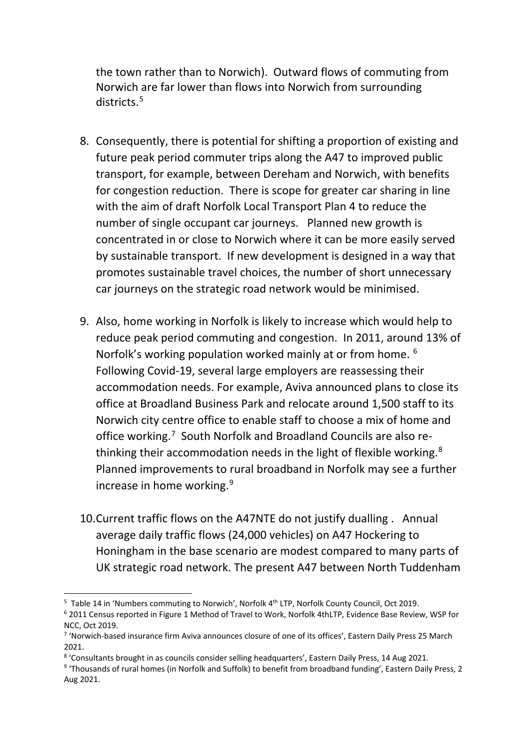the town rather than to Norwich). Outward flows of commuting from Norwich are far lower than flows into Norwich from surrounding districts.[5]

8. Consequently, there is potential for shifting a proportion of existing and future peak period commuter trips along the A47 to improved public transport, for example, between Dereham and Norwich, with benefits for congestion reduction. There is scope for greater car sharing in line with the aim of draft Norfolk Local Transport Plan 4 to reduce the number of single occupant car journeys. Planned new growth is concentrated in or close to Norwich where it can be more easily served by sustainable transport. If new development is designed in a way that promotes sustainable travel choices, the number of short unnecessary car journeys on the strategic road network would be minimised.

9. Also, home working in Norfolk is likely to increase which would help to reduce peak period commuting and congestion. In 2011, around 13% of Norfolk's working population worked mainly at or from home. [6] Following Covid-19, several large employers are reassessing their accommodation needs. For example, Aviva announced plans to close its office at Broadland Business Park and relocate around 1,500 staff to its Norwich city centre office to enable staff to choose a mix of home and office working.[7] South Norfolk and Broadland Councils are also re-thinking their accommodation needs in the light of flexible working.[8] Planned improvements to rural broadband in Norfolk may see a further increase in home working.[9]

10. Current traffic flows on the A47NTE do not justify dualling . Annual average daily traffic flows (24,000 vehicles) on A47 Hockering to Honingham in the base scenario are modest compared to many parts of UK strategic road network. The present A47 between North Tuddenham

---

[5] Table 14 in 'Numbers commuting to Norwich', Norfolk 4th LTP, Norfolk County Council, Oct 2019.

[6] 2011 Census reported in Figure 1 Method of Travel to Work, Norfolk 4thLTP, Evidence Base Review, WSP for NCC, Oct 2019.

[7] 'Norwich-based insurance firm Aviva announces closure of one of its offices', Eastern Daily Press 25 March 2021.

[8] 'Consultants brought in as councils consider selling headquarters', Eastern Daily Press, 14 Aug 2021.

[9] 'Thousands of rural homes (in Norfolk and Suffolk) to benefit from broadband funding', Eastern Daily Press, 2 Aug 2021.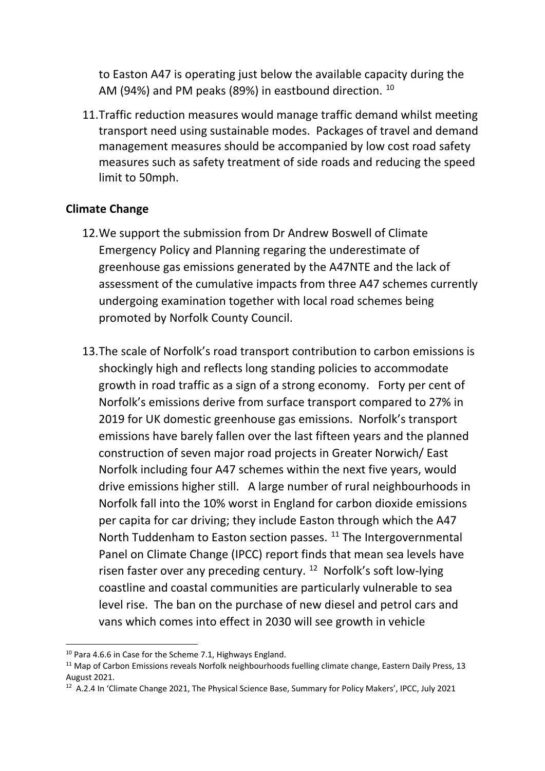to Easton A47 is operating just below the available capacity during the AM (94%) and PM peaks (89%) in eastbound direction. [10]

11. Traffic reduction measures would manage traffic demand whilst meeting transport need using sustainable modes. Packages of travel and demand management measures should be accompanied by low cost road safety measures such as safety treatment of side roads and reducing the speed limit to 50mph.

**Climate Change**

12. We support the submission from Dr Andrew Boswell of Climate Emergency Policy and Planning regaring the underestimate of greenhouse gas emissions generated by the A47NTE and the lack of assessment of the cumulative impacts from three A47 schemes currently undergoing examination together with local road schemes being promoted by Norfolk County Council.

13. The scale of Norfolk's road transport contribution to carbon emissions is shockingly high and reflects long standing policies to accommodate growth in road traffic as a sign of a strong economy. Forty per cent of Norfolk's emissions derive from surface transport compared to 27% in 2019 for UK domestic greenhouse gas emissions. Norfolk's transport emissions have barely fallen over the last fifteen years and the planned construction of seven major road projects in Greater Norwich/ East Norfolk including four A47 schemes within the next five years, would drive emissions higher still. A large number of rural neighbourhoods in Norfolk fall into the 10% worst in England for carbon dioxide emissions per capita for car driving; they include Easton through which the A47 North Tuddenham to Easton section passes. [11] The Intergovernmental Panel on Climate Change (IPCC) report finds that mean sea levels have risen faster over any preceding century. [12] Norfolk's soft low-lying coastline and coastal communities are particularly vulnerable to sea level rise. The ban on the purchase of new diesel and petrol cars and vans which comes into effect in 2030 will see growth in vehicle

---

[10] Para 4.6.6 in Case for the Scheme 7.1, Highways England.

[11] Map of Carbon Emissions reveals Norfolk neighbourhoods fuelling climate change, Eastern Daily Press, 13 August 2021.

[12] A.2.4 In 'Climate Change 2021, The Physical Science Base, Summary for Policy Makers', IPCC, July 2021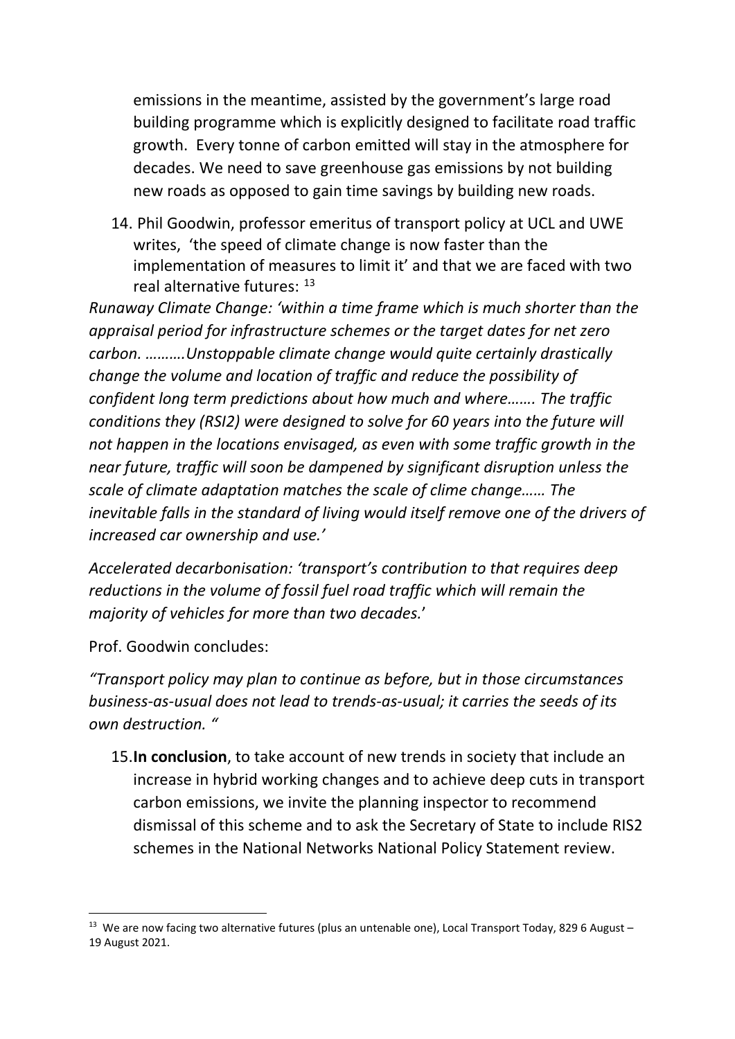emissions in the meantime, assisted by the government's large road building programme which is explicitly designed to facilitate road traffic growth. Every tonne of carbon emitted will stay in the atmosphere for decades. We need to save greenhouse gas emissions by not building new roads as opposed to gain time savings by building new roads.

14. Phil Goodwin, professor emeritus of transport policy at UCL and UWE writes, 'the speed of climate change is now faster than the implementation of measures to limit it' and that we are faced with two real alternative futures: [13]

*Runaway Climate Change: 'within a time frame which is much shorter than the appraisal period for infrastructure schemes or the target dates for net zero carbon. ……….Unstoppable climate change would quite certainly drastically change the volume and location of traffic and reduce the possibility of confident long term predictions about how much and where……. The traffic conditions they (RSI2) were designed to solve for 60 years into the future will not happen in the locations envisaged, as even with some traffic growth in the near future, traffic will soon be dampened by significant disruption unless the scale of climate adaptation matches the scale of clime change…… The inevitable falls in the standard of living would itself remove one of the drivers of increased car ownership and use.'*

*Accelerated decarbonisation: 'transport's contribution to that requires deep reductions in the volume of fossil fuel road traffic which will remain the majority of vehicles for more than two decades.*'

Prof. Goodwin concludes:

*"Transport policy may plan to continue as before, but in those circumstances business-as-usual does not lead to trends-as-usual; it carries the seeds of its own destruction. "*

15. **In conclusion**, to take account of new trends in society that include an increase in hybrid working changes and to achieve deep cuts in transport carbon emissions, we invite the planning inspector to recommend dismissal of this scheme and to ask the Secretary of State to include RIS2 schemes in the National Networks National Policy Statement review.

[13] We are now facing two alternative futures (plus an untenable one), Local Transport Today, 829 6 August – 19 August 2021.